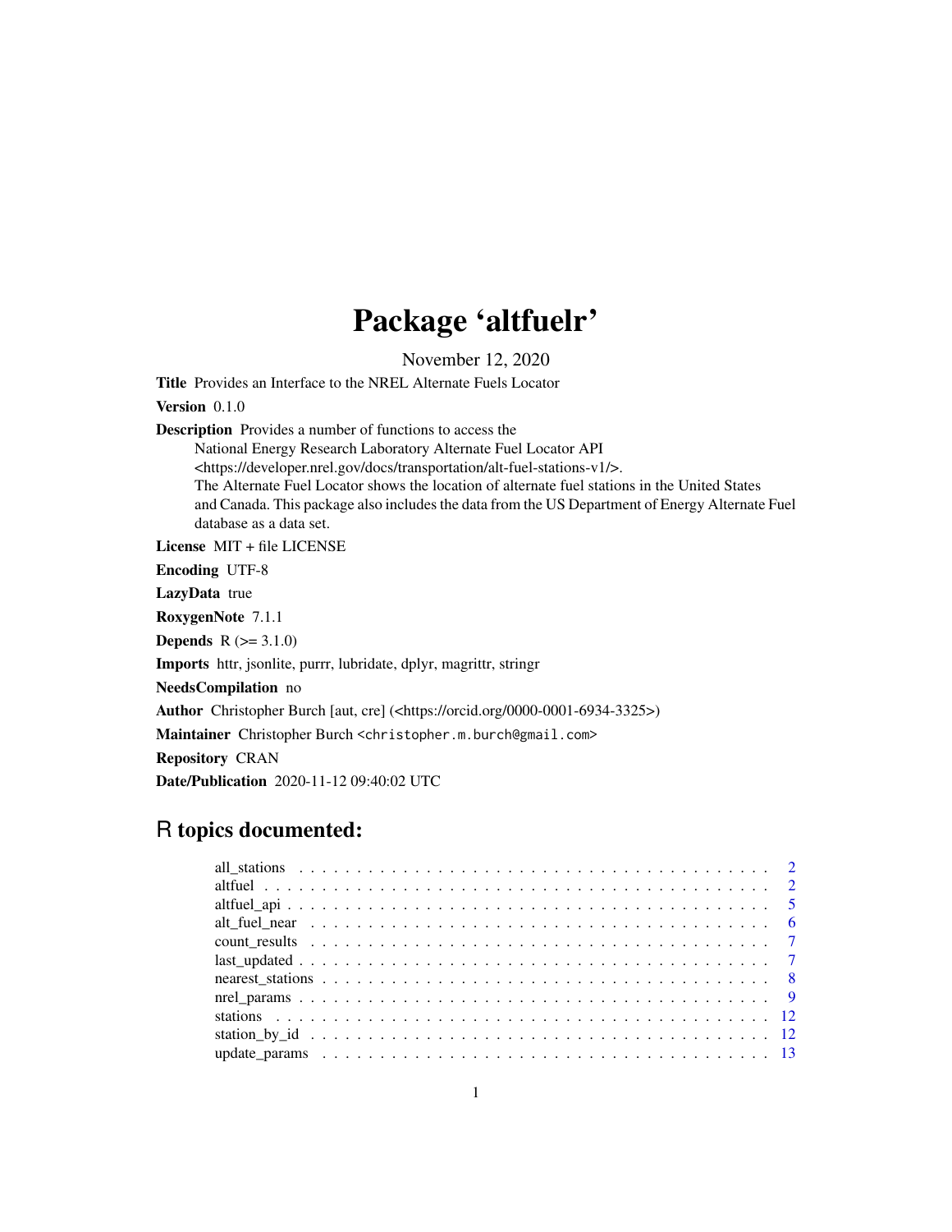# Package 'altfuelr'

November 12, 2020

**Title** Provides an Interface to the NREL Alternate Fuels Locator

**Version** 0.1.0

**Description** Provides a number of functions to access the
National Energy Research Laboratory Alternate Fuel Locator API
<https://developer.nrel.gov/docs/transportation/alt-fuel-stations-v1/>.
The Alternate Fuel Locator shows the location of alternate fuel stations in the United States
and Canada. This package also includes the data from the US Department of Energy Alternate Fuel
database as a data set.

**License** MIT + file LICENSE

**Encoding** UTF-8

**LazyData** true

**RoxygenNote** 7.1.1

**Depends** R (>= 3.1.0)

**Imports** httr, jsonlite, purrr, lubridate, dplyr, magrittr, stringr

**NeedsCompilation** no

**Author** Christopher Burch [aut, cre] (<https://orcid.org/0000-0001-6934-3325>)

**Maintainer** Christopher Burch <christopher.m.burch@gmail.com>

**Repository** CRAN

**Date/Publication** 2020-11-12 09:40:02 UTC

## R topics documented:

| | |
|---|---|
| all_stations | 2 |
| altfuel | 2 |
| altfuel_api | 5 |
| alt_fuel_near | 6 |
| count_results | 7 |
| last_updated | 7 |
| nearest_stations | 8 |
| nrel_params | 9 |
| stations | 12 |
| station_by_id | 12 |
| update_params | 13 |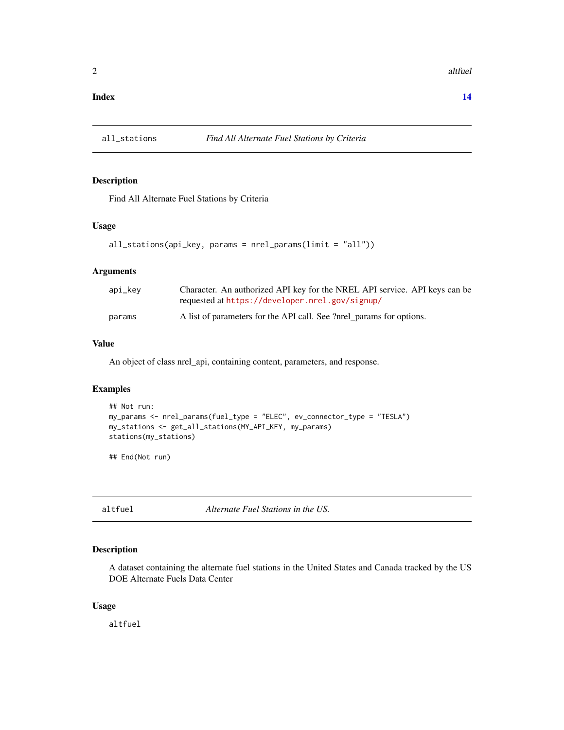**Index** **14**

## all_stations — *Find All Alternate Fuel Stations by Criteria*

### Description

Find All Alternate Fuel Stations by Criteria

### Usage

```
all_stations(api_key, params = nrel_params(limit = "all"))
```

### Arguments

| | |
|---|---|
| api_key | Character. An authorized API key for the NREL API service. API keys can be requested at https://developer.nrel.gov/signup/ |
| params | A list of parameters for the API call. See ?nrel_params for options. |

### Value

An object of class nrel_api, containing content, parameters, and response.

### Examples

```
## Not run:
my_params <- nrel_params(fuel_type = "ELEC", ev_connector_type = "TESLA")
my_stations <- get_all_stations(MY_API_KEY, my_params)
stations(my_stations)

## End(Not run)
```

## altfuel — *Alternate Fuel Stations in the US.*

### Description

A dataset containing the alternate fuel stations in the United States and Canada tracked by the US DOE Alternate Fuels Data Center

### Usage

```
altfuel
```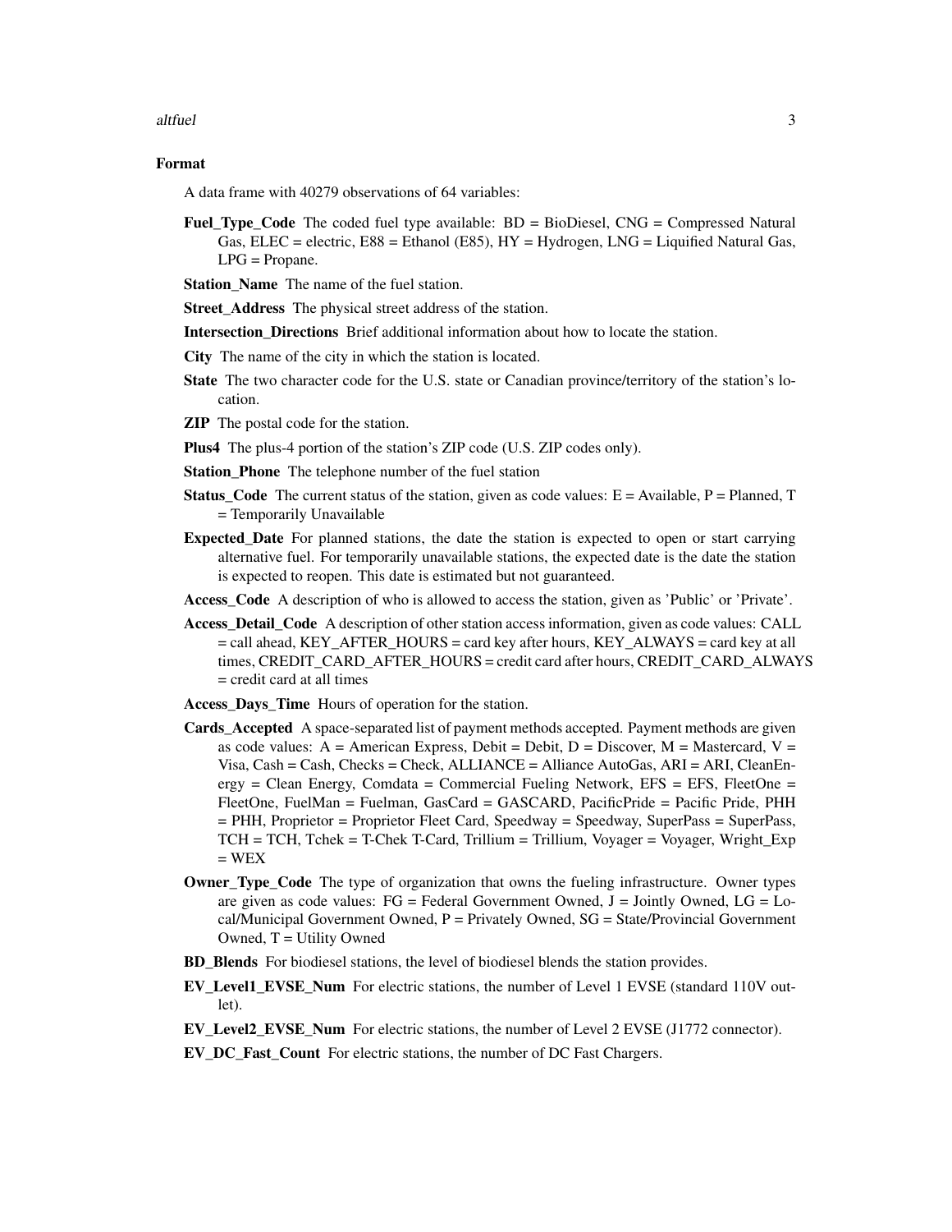## Format

A data frame with 40279 observations of 64 variables:

- **Fuel_Type_Code** The coded fuel type available: BD = BioDiesel, CNG = Compressed Natural Gas, ELEC = electric, E88 = Ethanol (E85), HY = Hydrogen, LNG = Liquified Natural Gas, LPG = Propane.
- **Station_Name** The name of the fuel station.
- **Street_Address** The physical street address of the station.
- **Intersection_Directions** Brief additional information about how to locate the station.
- **City** The name of the city in which the station is located.
- **State** The two character code for the U.S. state or Canadian province/territory of the station's location.
- **ZIP** The postal code for the station.
- **Plus4** The plus-4 portion of the station's ZIP code (U.S. ZIP codes only).
- **Station_Phone** The telephone number of the fuel station
- **Status_Code** The current status of the station, given as code values: E = Available, P = Planned, T = Temporarily Unavailable
- **Expected_Date** For planned stations, the date the station is expected to open or start carrying alternative fuel. For temporarily unavailable stations, the expected date is the date the station is expected to reopen. This date is estimated but not guaranteed.
- **Access_Code** A description of who is allowed to access the station, given as 'Public' or 'Private'.
- **Access_Detail_Code** A description of other station access information, given as code values: CALL = call ahead, KEY_AFTER_HOURS = card key after hours, KEY_ALWAYS = card key at all times, CREDIT_CARD_AFTER_HOURS = credit card after hours, CREDIT_CARD_ALWAYS = credit card at all times
- **Access_Days_Time** Hours of operation for the station.
- **Cards_Accepted** A space-separated list of payment methods accepted. Payment methods are given as code values: A = American Express, Debit = Debit, D = Discover, M = Mastercard, V = Visa, Cash = Cash, Checks = Check, ALLIANCE = Alliance AutoGas, ARI = ARI, CleanEnergy = Clean Energy, Comdata = Commercial Fueling Network, EFS = EFS, FleetOne = FleetOne, FuelMan = Fuelman, GasCard = GASCARD, PacificPride = Pacific Pride, PHH = PHH, Proprietor = Proprietor Fleet Card, Speedway = Speedway, SuperPass = SuperPass, TCH = TCH, Tchek = T-Chek T-Card, Trillium = Trillium, Voyager = Voyager, Wright_Exp = WEX
- **Owner_Type_Code** The type of organization that owns the fueling infrastructure. Owner types are given as code values: FG = Federal Government Owned, J = Jointly Owned, LG = Local/Municipal Government Owned, P = Privately Owned, SG = State/Provincial Government Owned, T = Utility Owned
- **BD_Blends** For biodiesel stations, the level of biodiesel blends the station provides.
- **EV_Level1_EVSE_Num** For electric stations, the number of Level 1 EVSE (standard 110V outlet).
- **EV_Level2_EVSE_Num** For electric stations, the number of Level 2 EVSE (J1772 connector).
- **EV_DC_Fast_Count** For electric stations, the number of DC Fast Chargers.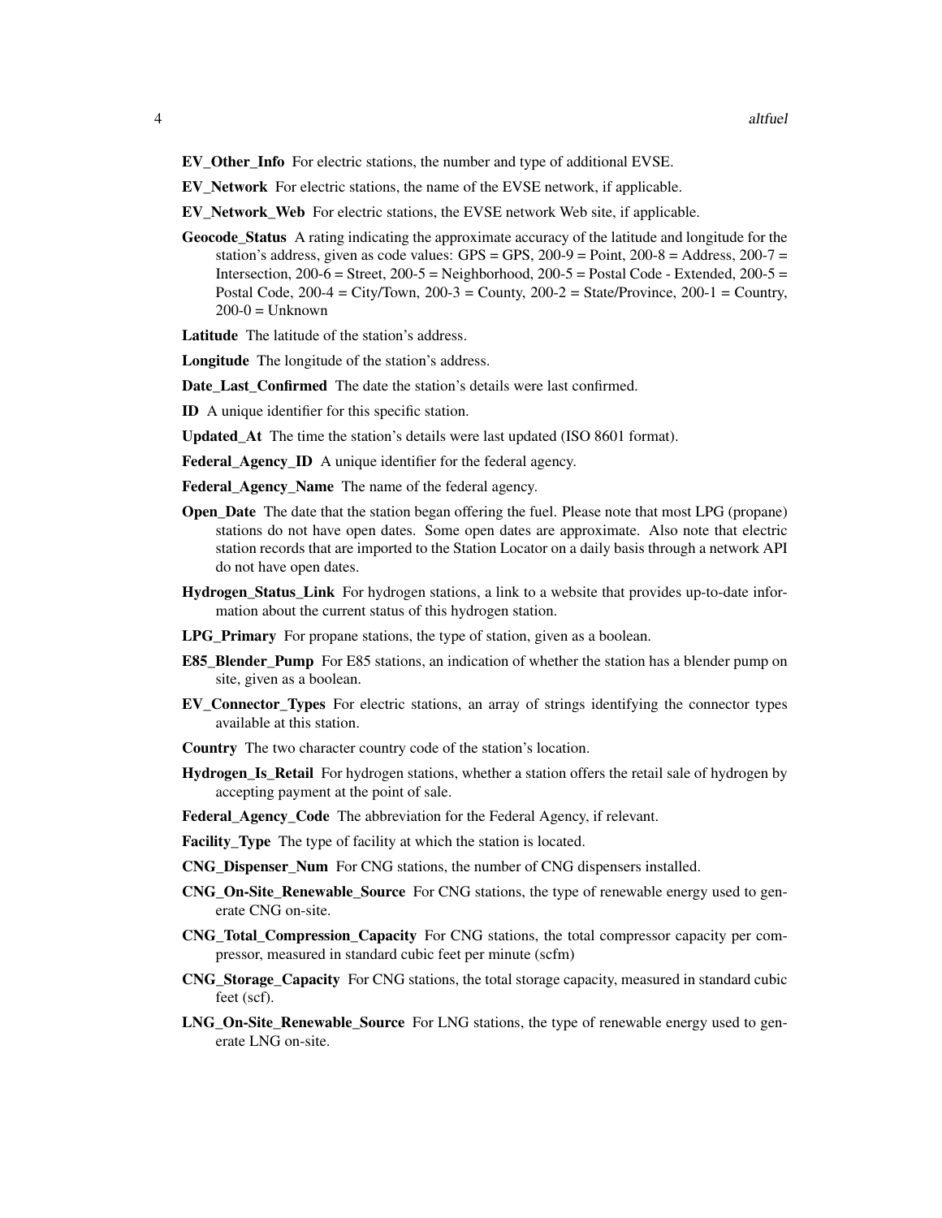**EV_Other_Info** For electric stations, the number and type of additional EVSE.

**EV_Network** For electric stations, the name of the EVSE network, if applicable.

**EV_Network_Web** For electric stations, the EVSE network Web site, if applicable.

**Geocode_Status** A rating indicating the approximate accuracy of the latitude and longitude for the station's address, given as code values: GPS = GPS, 200-9 = Point, 200-8 = Address, 200-7 = Intersection, 200-6 = Street, 200-5 = Neighborhood, 200-5 = Postal Code - Extended, 200-5 = Postal Code, 200-4 = City/Town, 200-3 = County, 200-2 = State/Province, 200-1 = Country, 200-0 = Unknown

**Latitude** The latitude of the station's address.

**Longitude** The longitude of the station's address.

**Date_Last_Confirmed** The date the station's details were last confirmed.

**ID** A unique identifier for this specific station.

**Updated_At** The time the station's details were last updated (ISO 8601 format).

**Federal_Agency_ID** A unique identifier for the federal agency.

**Federal_Agency_Name** The name of the federal agency.

**Open_Date** The date that the station began offering the fuel. Please note that most LPG (propane) stations do not have open dates. Some open dates are approximate. Also note that electric station records that are imported to the Station Locator on a daily basis through a network API do not have open dates.

**Hydrogen_Status_Link** For hydrogen stations, a link to a website that provides up-to-date information about the current status of this hydrogen station.

**LPG_Primary** For propane stations, the type of station, given as a boolean.

**E85_Blender_Pump** For E85 stations, an indication of whether the station has a blender pump on site, given as a boolean.

**EV_Connector_Types** For electric stations, an array of strings identifying the connector types available at this station.

**Country** The two character country code of the station's location.

**Hydrogen_Is_Retail** For hydrogen stations, whether a station offers the retail sale of hydrogen by accepting payment at the point of sale.

**Federal_Agency_Code** The abbreviation for the Federal Agency, if relevant.

**Facility_Type** The type of facility at which the station is located.

**CNG_Dispenser_Num** For CNG stations, the number of CNG dispensers installed.

**CNG_On-Site_Renewable_Source** For CNG stations, the type of renewable energy used to generate CNG on-site.

**CNG_Total_Compression_Capacity** For CNG stations, the total compressor capacity per compressor, measured in standard cubic feet per minute (scfm)

**CNG_Storage_Capacity** For CNG stations, the total storage capacity, measured in standard cubic feet (scf).

**LNG_On-Site_Renewable_Source** For LNG stations, the type of renewable energy used to generate LNG on-site.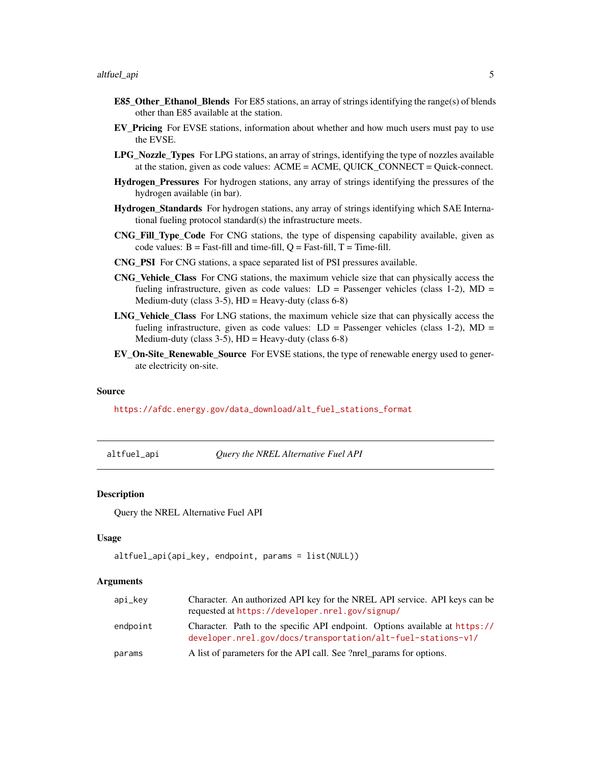**E85_Other_Ethanol_Blends** For E85 stations, an array of strings identifying the range(s) of blends other than E85 available at the station.

**EV_Pricing** For EVSE stations, information about whether and how much users must pay to use the EVSE.

**LPG_Nozzle_Types** For LPG stations, an array of strings, identifying the type of nozzles available at the station, given as code values: ACME = ACME, QUICK_CONNECT = Quick-connect.

**Hydrogen_Pressures** For hydrogen stations, any array of strings identifying the pressures of the hydrogen available (in bar).

**Hydrogen_Standards** For hydrogen stations, any array of strings identifying which SAE International fueling protocol standard(s) the infrastructure meets.

**CNG_Fill_Type_Code** For CNG stations, the type of dispensing capability available, given as code values: B = Fast-fill and time-fill, Q = Fast-fill, T = Time-fill.

**CNG_PSI** For CNG stations, a space separated list of PSI pressures available.

**CNG_Vehicle_Class** For CNG stations, the maximum vehicle size that can physically access the fueling infrastructure, given as code values: LD = Passenger vehicles (class 1-2), MD = Medium-duty (class 3-5), HD = Heavy-duty (class 6-8)

**LNG_Vehicle_Class** For LNG stations, the maximum vehicle size that can physically access the fueling infrastructure, given as code values: LD = Passenger vehicles (class 1-2), MD = Medium-duty (class 3-5), HD = Heavy-duty (class 6-8)

**EV_On-Site_Renewable_Source** For EVSE stations, the type of renewable energy used to generate electricity on-site.

### Source

https://afdc.energy.gov/data_download/alt_fuel_stations_format

---

## altfuel_api *Query the NREL Alternative Fuel API*

### Description

Query the NREL Alternative Fuel API

### Usage

```
altfuel_api(api_key, endpoint, params = list(NULL))
```

### Arguments

| | |
|---|---|
| api_key | Character. An authorized API key for the NREL API service. API keys can be requested at https://developer.nrel.gov/signup/ |
| endpoint | Character. Path to the specific API endpoint. Options available at https://developer.nrel.gov/docs/transportation/alt-fuel-stations-v1/ |
| params | A list of parameters for the API call. See ?nrel_params for options. |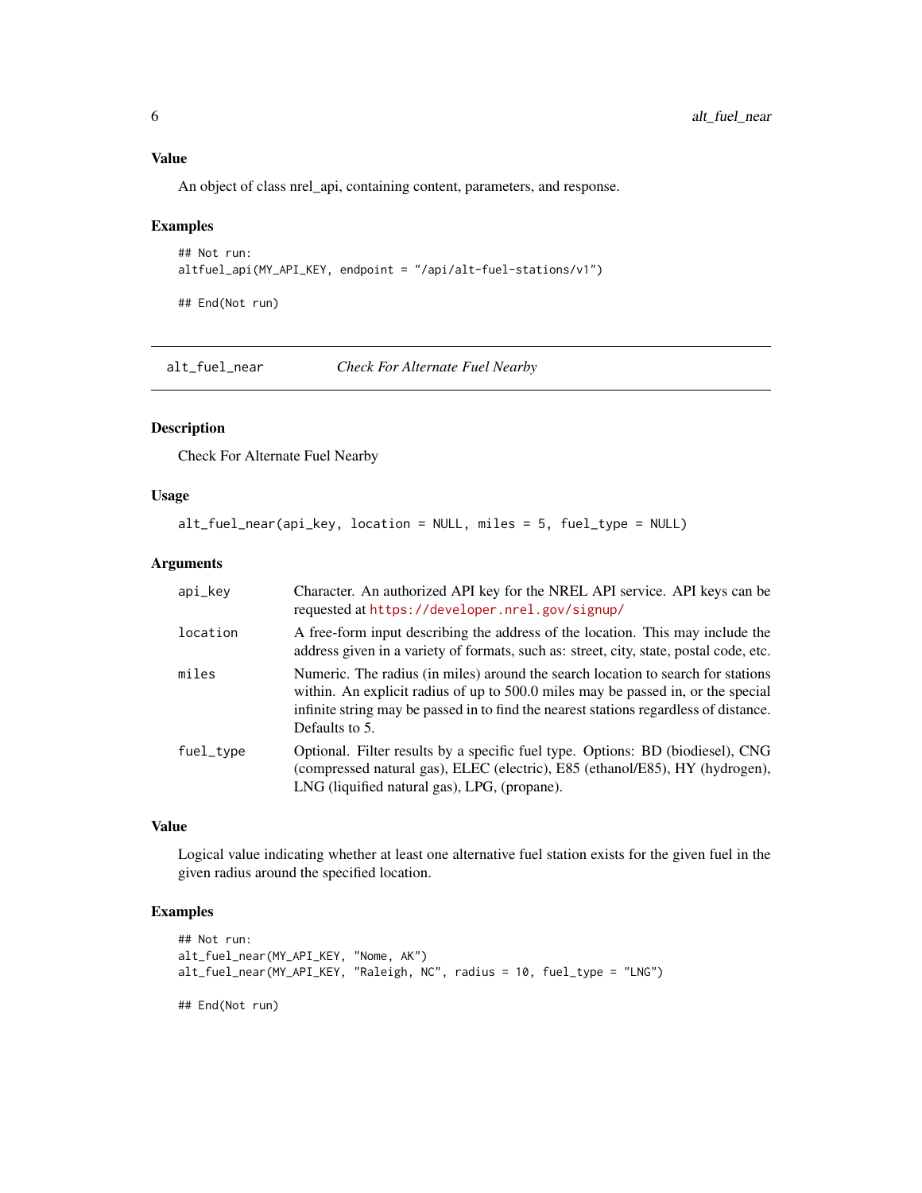### Value

An object of class nrel_api, containing content, parameters, and response.

### Examples

```
## Not run:
altfuel_api(MY_API_KEY, endpoint = "/api/alt-fuel-stations/v1")

## End(Not run)
```

---

## alt_fuel_near — *Check For Alternate Fuel Nearby*

---

### Description

Check For Alternate Fuel Nearby

### Usage

```
alt_fuel_near(api_key, location = NULL, miles = 5, fuel_type = NULL)
```

### Arguments

| | |
|---|---|
| api_key | Character. An authorized API key for the NREL API service. API keys can be requested at https://developer.nrel.gov/signup/ |
| location | A free-form input describing the address of the location. This may include the address given in a variety of formats, such as: street, city, state, postal code, etc. |
| miles | Numeric. The radius (in miles) around the search location to search for stations within. An explicit radius of up to 500.0 miles may be passed in, or the special infinite string may be passed in to find the nearest stations regardless of distance. Defaults to 5. |
| fuel_type | Optional. Filter results by a specific fuel type. Options: BD (biodiesel), CNG (compressed natural gas), ELEC (electric), E85 (ethanol/E85), HY (hydrogen), LNG (liquified natural gas), LPG, (propane). |

### Value

Logical value indicating whether at least one alternative fuel station exists for the given fuel in the given radius around the specified location.

### Examples

```
## Not run:
alt_fuel_near(MY_API_KEY, "Nome, AK")
alt_fuel_near(MY_API_KEY, "Raleigh, NC", radius = 10, fuel_type = "LNG")

## End(Not run)
```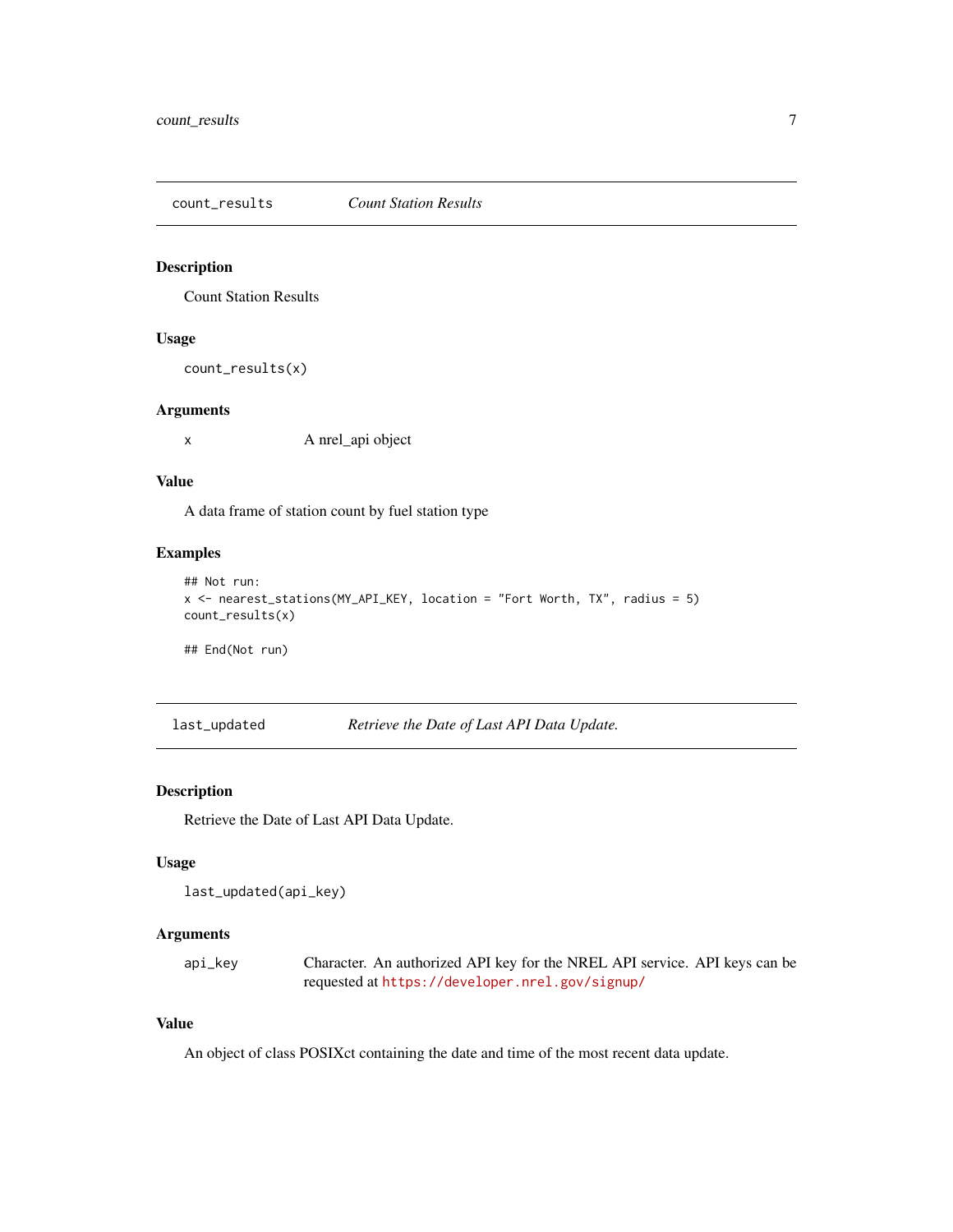## count_results — *Count Station Results*

### Description

Count Station Results

### Usage

```
count_results(x)
```

### Arguments

| | |
|---|---|
| x | A nrel_api object |

### Value

A data frame of station count by fuel station type

### Examples

```
## Not run:
x <- nearest_stations(MY_API_KEY, location = "Fort Worth, TX", radius = 5)
count_results(x)

## End(Not run)
```

## last_updated — *Retrieve the Date of Last API Data Update.*

### Description

Retrieve the Date of Last API Data Update.

### Usage

```
last_updated(api_key)
```

### Arguments

| | |
|---|---|
| api_key | Character. An authorized API key for the NREL API service. API keys can be requested at https://developer.nrel.gov/signup/ |

### Value

An object of class POSIXct containing the date and time of the most recent data update.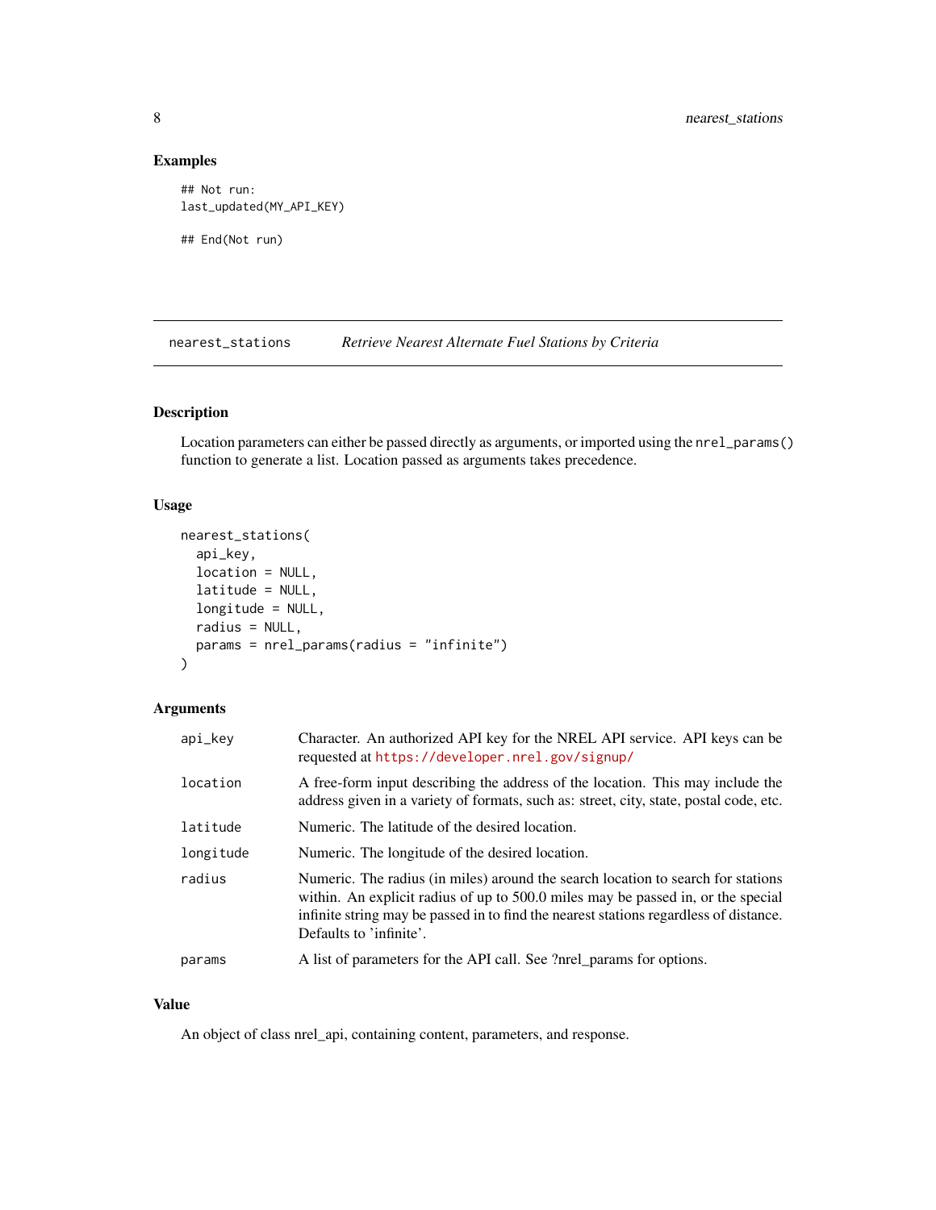## Examples

```
## Not run:
last_updated(MY_API_KEY)

## End(Not run)
```

---

# nearest_stations — *Retrieve Nearest Alternate Fuel Stations by Criteria*

---

## Description

Location parameters can either be passed directly as arguments, or imported using the `nrel_params()` function to generate a list. Location passed as arguments takes precedence.

## Usage

```
nearest_stations(
  api_key,
  location = NULL,
  latitude = NULL,
  longitude = NULL,
  radius = NULL,
  params = nrel_params(radius = "infinite")
)
```

## Arguments

| | |
|---|---|
| `api_key` | Character. An authorized API key for the NREL API service. API keys can be requested at https://developer.nrel.gov/signup/ |
| `location` | A free-form input describing the address of the location. This may include the address given in a variety of formats, such as: street, city, state, postal code, etc. |
| `latitude` | Numeric. The latitude of the desired location. |
| `longitude` | Numeric. The longitude of the desired location. |
| `radius` | Numeric. The radius (in miles) around the search location to search for stations within. An explicit radius of up to 500.0 miles may be passed in, or the special infinite string may be passed in to find the nearest stations regardless of distance. Defaults to 'infinite'. |
| `params` | A list of parameters for the API call. See ?nrel_params for options. |

## Value

An object of class nrel_api, containing content, parameters, and response.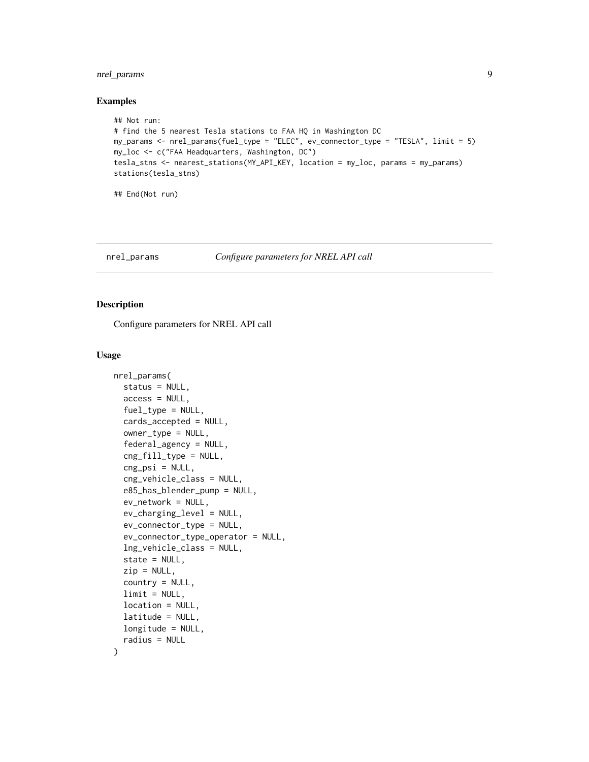## Examples

```
## Not run:
# find the 5 nearest Tesla stations to FAA HQ in Washington DC
my_params <- nrel_params(fuel_type = "ELEC", ev_connector_type = "TESLA", limit = 5)
my_loc <- c("FAA Headquarters, Washington, DC")
tesla_stns <- nearest_stations(MY_API_KEY, location = my_loc, params = my_params)
stations(tesla_stns)

## End(Not run)
```

---

# nrel_params *Configure parameters for NREL API call*

---

## Description

Configure parameters for NREL API call

## Usage

```
nrel_params(
  status = NULL,
  access = NULL,
  fuel_type = NULL,
  cards_accepted = NULL,
  owner_type = NULL,
  federal_agency = NULL,
  cng_fill_type = NULL,
  cng_psi = NULL,
  cng_vehicle_class = NULL,
  e85_has_blender_pump = NULL,
  ev_network = NULL,
  ev_charging_level = NULL,
  ev_connector_type = NULL,
  ev_connector_type_operator = NULL,
  lng_vehicle_class = NULL,
  state = NULL,
  zip = NULL,
  country = NULL,
  limit = NULL,
  location = NULL,
  latitude = NULL,
  longitude = NULL,
  radius = NULL
)
```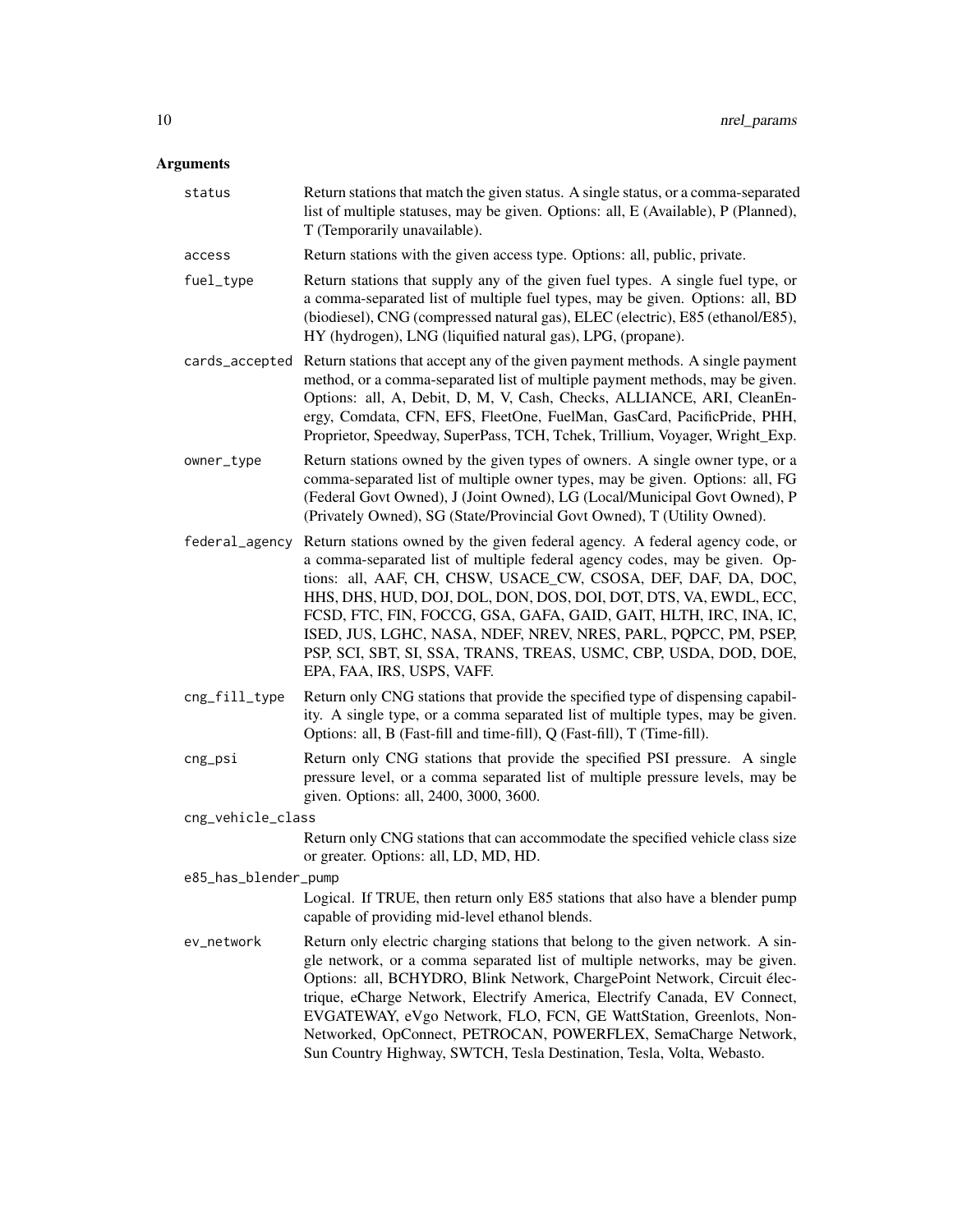## Arguments

**status** Return stations that match the given status. A single status, or a comma-separated list of multiple statuses, may be given. Options: all, E (Available), P (Planned), T (Temporarily unavailable).

**access** Return stations with the given access type. Options: all, public, private.

**fuel_type** Return stations that supply any of the given fuel types. A single fuel type, or a comma-separated list of multiple fuel types, may be given. Options: all, BD (biodiesel), CNG (compressed natural gas), ELEC (electric), E85 (ethanol/E85), HY (hydrogen), LNG (liquified natural gas), LPG, (propane).

**cards_accepted** Return stations that accept any of the given payment methods. A single payment method, or a comma-separated list of multiple payment methods, may be given. Options: all, A, Debit, D, M, V, Cash, Checks, ALLIANCE, ARI, CleanEnergy, Comdata, CFN, EFS, FleetOne, FuelMan, GasCard, PacificPride, PHH, Proprietor, Speedway, SuperPass, TCH, Tchek, Trillium, Voyager, Wright_Exp.

**owner_type** Return stations owned by the given types of owners. A single owner type, or a comma-separated list of multiple owner types, may be given. Options: all, FG (Federal Govt Owned), J (Joint Owned), LG (Local/Municipal Govt Owned), P (Privately Owned), SG (State/Provincial Govt Owned), T (Utility Owned).

**federal_agency** Return stations owned by the given federal agency. A federal agency code, or a comma-separated list of multiple federal agency codes, may be given. Options: all, AAF, CH, CHSW, USACE_CW, CSOSA, DEF, DAF, DA, DOC, HHS, DHS, HUD, DOJ, DOL, DON, DOS, DOI, DOT, DTS, VA, EWDL, ECC, FCSD, FTC, FIN, FOCCG, GSA, GAFA, GAID, GAIT, HLTH, IRC, INA, IC, ISED, JUS, LGHC, NASA, NDEF, NREV, NRES, PARL, PQPCC, PM, PSEP, PSP, SCI, SBT, SI, SSA, TRANS, TREAS, USMC, CBP, USDA, DOD, DOE, EPA, FAA, IRS, USPS, VAFF.

**cng_fill_type** Return only CNG stations that provide the specified type of dispensing capability. A single type, or a comma separated list of multiple types, may be given. Options: all, B (Fast-fill and time-fill), Q (Fast-fill), T (Time-fill).

**cng_psi** Return only CNG stations that provide the specified PSI pressure. A single pressure level, or a comma separated list of multiple pressure levels, may be given. Options: all, 2400, 3000, 3600.

**cng_vehicle_class** Return only CNG stations that can accommodate the specified vehicle class size or greater. Options: all, LD, MD, HD.

**e85_has_blender_pump** Logical. If TRUE, then return only E85 stations that also have a blender pump capable of providing mid-level ethanol blends.

**ev_network** Return only electric charging stations that belong to the given network. A single network, or a comma separated list of multiple networks, may be given. Options: all, BCHYDRO, Blink Network, ChargePoint Network, Circuit électrique, eCharge Network, Electrify America, Electrify Canada, EV Connect, EVGATEWAY, eVgo Network, FLO, FCN, GE WattStation, Greenlots, Non-Networked, OpConnect, PETROCAN, POWERFLEX, SemaCharge Network, Sun Country Highway, SWTCH, Tesla Destination, Tesla, Volta, Webasto.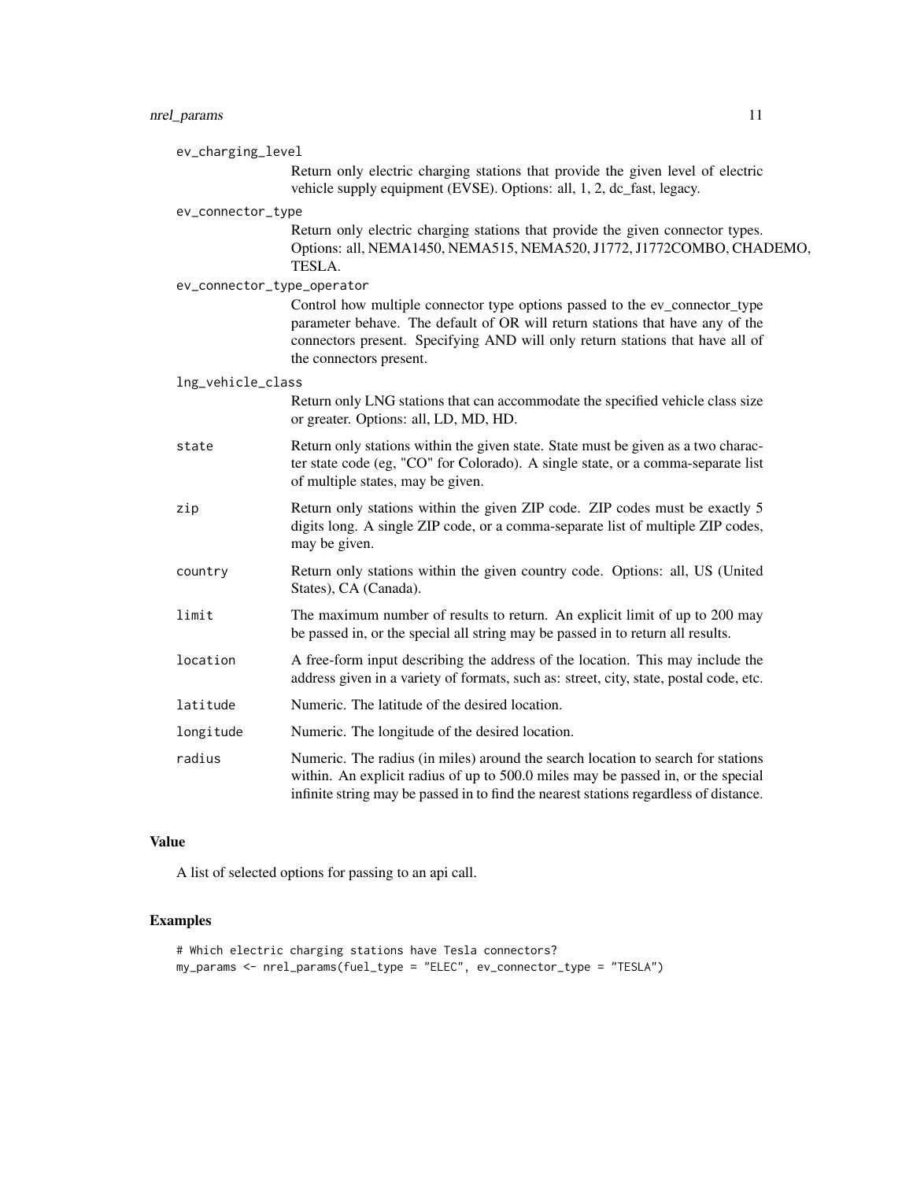`ev_charging_level`
: Return only electric charging stations that provide the given level of electric vehicle supply equipment (EVSE). Options: all, 1, 2, dc_fast, legacy.

`ev_connector_type`
: Return only electric charging stations that provide the given connector types. Options: all, NEMA1450, NEMA515, NEMA520, J1772, J1772COMBO, CHADEMO, TESLA.

`ev_connector_type_operator`
: Control how multiple connector type options passed to the ev_connector_type parameter behave. The default of OR will return stations that have any of the connectors present. Specifying AND will only return stations that have all of the connectors present.

`lng_vehicle_class`
: Return only LNG stations that can accommodate the specified vehicle class size or greater. Options: all, LD, MD, HD.

`state`
: Return only stations within the given state. State must be given as a two character state code (eg, "CO" for Colorado). A single state, or a comma-separate list of multiple states, may be given.

`zip`
: Return only stations within the given ZIP code. ZIP codes must be exactly 5 digits long. A single ZIP code, or a comma-separate list of multiple ZIP codes, may be given.

`country`
: Return only stations within the given country code. Options: all, US (United States), CA (Canada).

`limit`
: The maximum number of results to return. An explicit limit of up to 200 may be passed in, or the special all string may be passed in to return all results.

`location`
: A free-form input describing the address of the location. This may include the address given in a variety of formats, such as: street, city, state, postal code, etc.

`latitude`
: Numeric. The latitude of the desired location.

`longitude`
: Numeric. The longitude of the desired location.

`radius`
: Numeric. The radius (in miles) around the search location to search for stations within. An explicit radius of up to 500.0 miles may be passed in, or the special infinite string may be passed in to find the nearest stations regardless of distance.

## Value

A list of selected options for passing to an api call.

## Examples

```
# Which electric charging stations have Tesla connectors?
my_params <- nrel_params(fuel_type = "ELEC", ev_connector_type = "TESLA")
```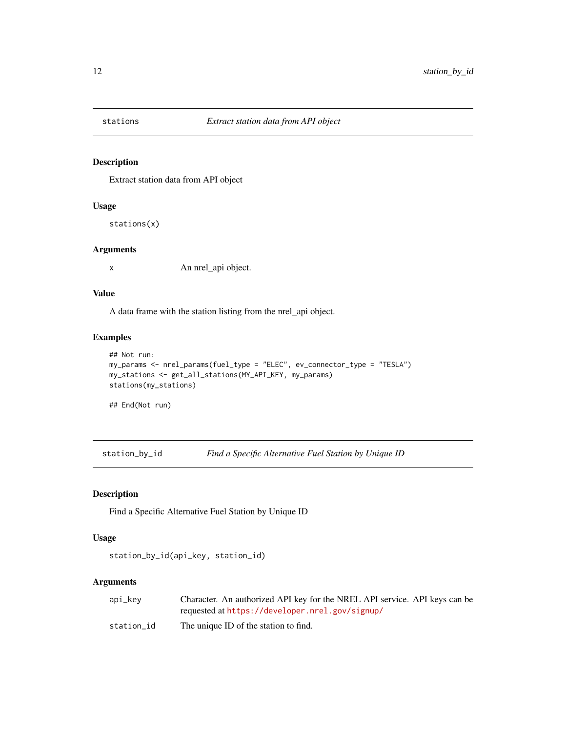## stations — *Extract station data from API object*

### Description

Extract station data from API object

### Usage

```
stations(x)
```

### Arguments

| | |
|---|---|
| x | An nrel_api object. |

### Value

A data frame with the station listing from the nrel_api object.

### Examples

```
## Not run:
my_params <- nrel_params(fuel_type = "ELEC", ev_connector_type = "TESLA")
my_stations <- get_all_stations(MY_API_KEY, my_params)
stations(my_stations)

## End(Not run)
```

## station_by_id — *Find a Specific Alternative Fuel Station by Unique ID*

### Description

Find a Specific Alternative Fuel Station by Unique ID

### Usage

```
station_by_id(api_key, station_id)
```

### Arguments

| | |
|---|---|
| api_key | Character. An authorized API key for the NREL API service. API keys can be requested at https://developer.nrel.gov/signup/ |
| station_id | The unique ID of the station to find. |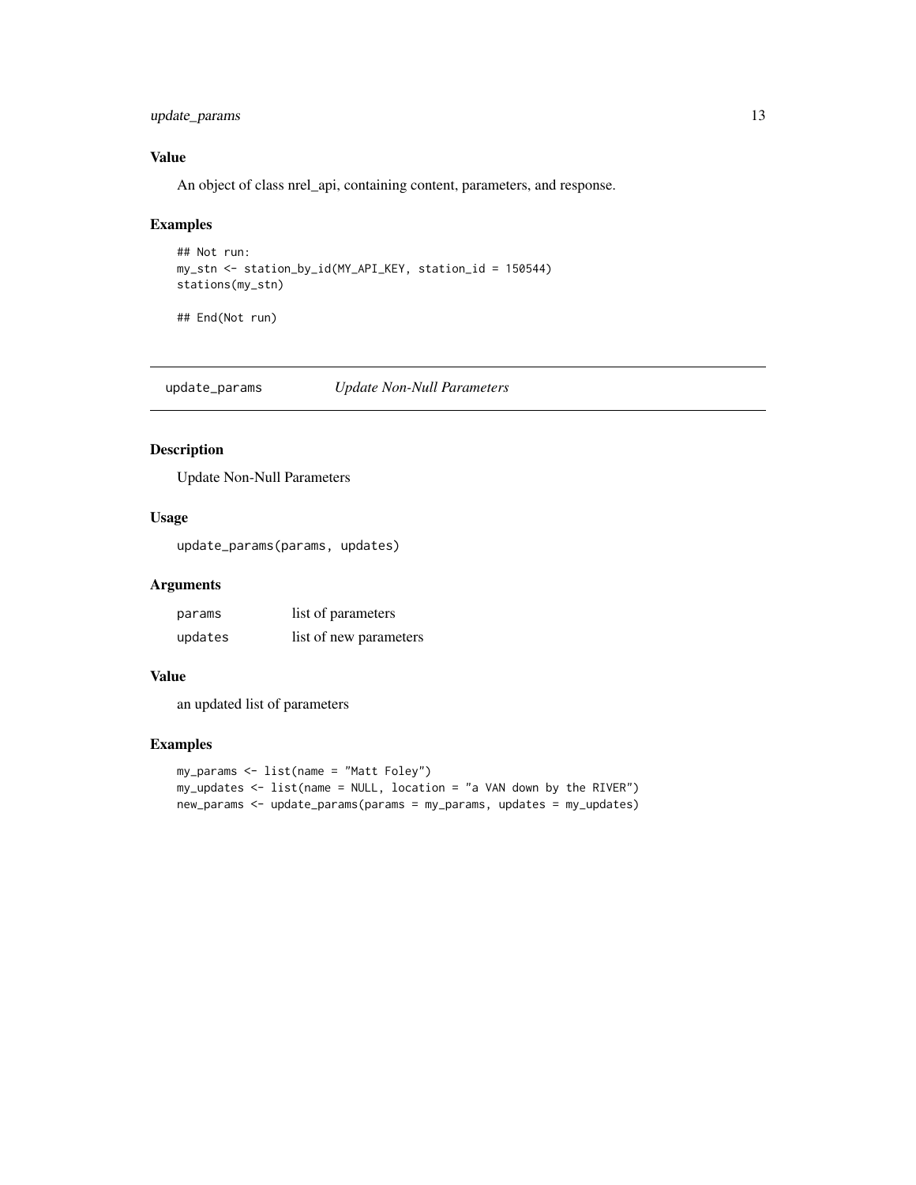### Value

An object of class nrel_api, containing content, parameters, and response.

### Examples

```
## Not run:
my_stn <- station_by_id(MY_API_KEY, station_id = 150544)
stations(my_stn)

## End(Not run)
```

---

## update_params *Update Non-Null Parameters*

### Description

Update Non-Null Parameters

### Usage

```
update_params(params, updates)
```

### Arguments

| | |
|---|---|
| params | list of parameters |
| updates | list of new parameters |

### Value

an updated list of parameters

### Examples

```
my_params <- list(name = "Matt Foley")
my_updates <- list(name = NULL, location = "a VAN down by the RIVER")
new_params <- update_params(params = my_params, updates = my_updates)
```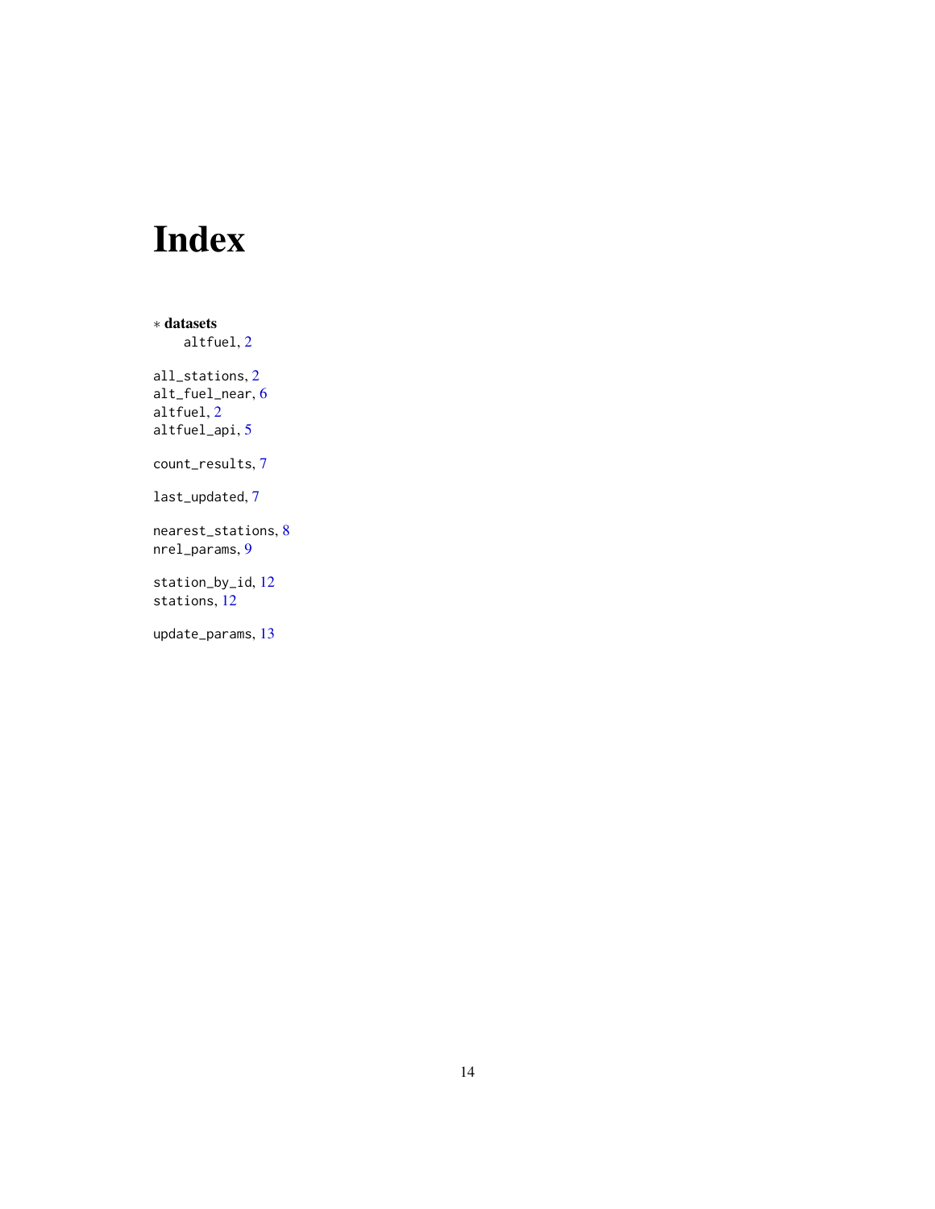# Index

∗ **datasets**
    altfuel, 2

all_stations, 2
alt_fuel_near, 6
altfuel, 2
altfuel_api, 5

count_results, 7

last_updated, 7

nearest_stations, 8
nrel_params, 9

station_by_id, 12
stations, 12

update_params, 13